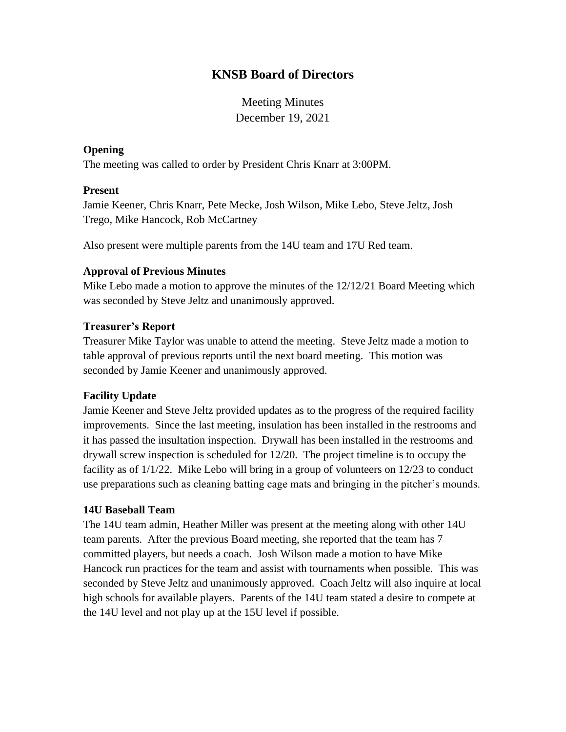# KNSB Board of Directors

Meeting Minutes
December 19, 2021

### Opening

The meeting was called to order by President Chris Knarr at 3:00PM.

### Present

Jamie Keener, Chris Knarr, Pete Mecke, Josh Wilson, Mike Lebo, Steve Jeltz, Josh Trego, Mike Hancock, Rob McCartney

Also present were multiple parents from the 14U team and 17U Red team.

### Approval of Previous Minutes

Mike Lebo made a motion to approve the minutes of the 12/12/21 Board Meeting which was seconded by Steve Jeltz and unanimously approved.

### Treasurer's Report

Treasurer Mike Taylor was unable to attend the meeting. Steve Jeltz made a motion to table approval of previous reports until the next board meeting. This motion was seconded by Jamie Keener and unanimously approved.

### Facility Update

Jamie Keener and Steve Jeltz provided updates as to the progress of the required facility improvements. Since the last meeting, insulation has been installed in the restrooms and it has passed the insultation inspection. Drywall has been installed in the restrooms and drywall screw inspection is scheduled for 12/20. The project timeline is to occupy the facility as of 1/1/22. Mike Lebo will bring in a group of volunteers on 12/23 to conduct use preparations such as cleaning batting cage mats and bringing in the pitcher's mounds.

### 14U Baseball Team

The 14U team admin, Heather Miller was present at the meeting along with other 14U team parents. After the previous Board meeting, she reported that the team has 7 committed players, but needs a coach. Josh Wilson made a motion to have Mike Hancock run practices for the team and assist with tournaments when possible. This was seconded by Steve Jeltz and unanimously approved. Coach Jeltz will also inquire at local high schools for available players. Parents of the 14U team stated a desire to compete at the 14U level and not play up at the 15U level if possible.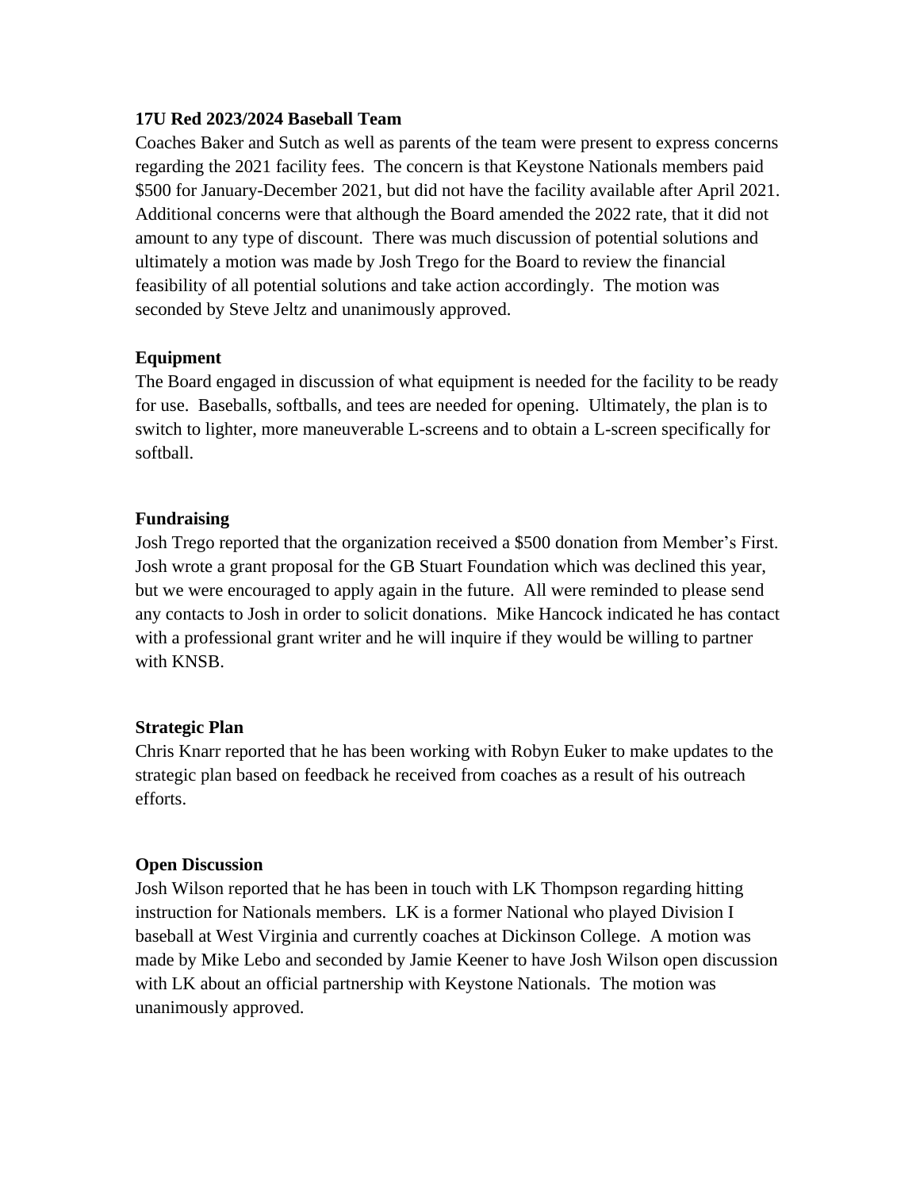**17U Red 2023/2024 Baseball Team**

Coaches Baker and Sutch as well as parents of the team were present to express concerns regarding the 2021 facility fees. The concern is that Keystone Nationals members paid $500 for January-December 2021, but did not have the facility available after April 2021. Additional concerns were that although the Board amended the 2022 rate, that it did not amount to any type of discount. There was much discussion of potential solutions and ultimately a motion was made by Josh Trego for the Board to review the financial feasibility of all potential solutions and take action accordingly. The motion was seconded by Steve Jeltz and unanimously approved.

**Equipment**

The Board engaged in discussion of what equipment is needed for the facility to be ready for use. Baseballs, softballs, and tees are needed for opening. Ultimately, the plan is to switch to lighter, more maneuverable L-screens and to obtain a L-screen specifically for softball.

**Fundraising**

Josh Trego reported that the organization received a $500 donation from Member's First. Josh wrote a grant proposal for the GB Stuart Foundation which was declined this year, but we were encouraged to apply again in the future. All were reminded to please send any contacts to Josh in order to solicit donations. Mike Hancock indicated he has contact with a professional grant writer and he will inquire if they would be willing to partner with KNSB.

**Strategic Plan**

Chris Knarr reported that he has been working with Robyn Euker to make updates to the strategic plan based on feedback he received from coaches as a result of his outreach efforts.

**Open Discussion**

Josh Wilson reported that he has been in touch with LK Thompson regarding hitting instruction for Nationals members. LK is a former National who played Division I baseball at West Virginia and currently coaches at Dickinson College. A motion was made by Mike Lebo and seconded by Jamie Keener to have Josh Wilson open discussion with LK about an official partnership with Keystone Nationals. The motion was unanimously approved.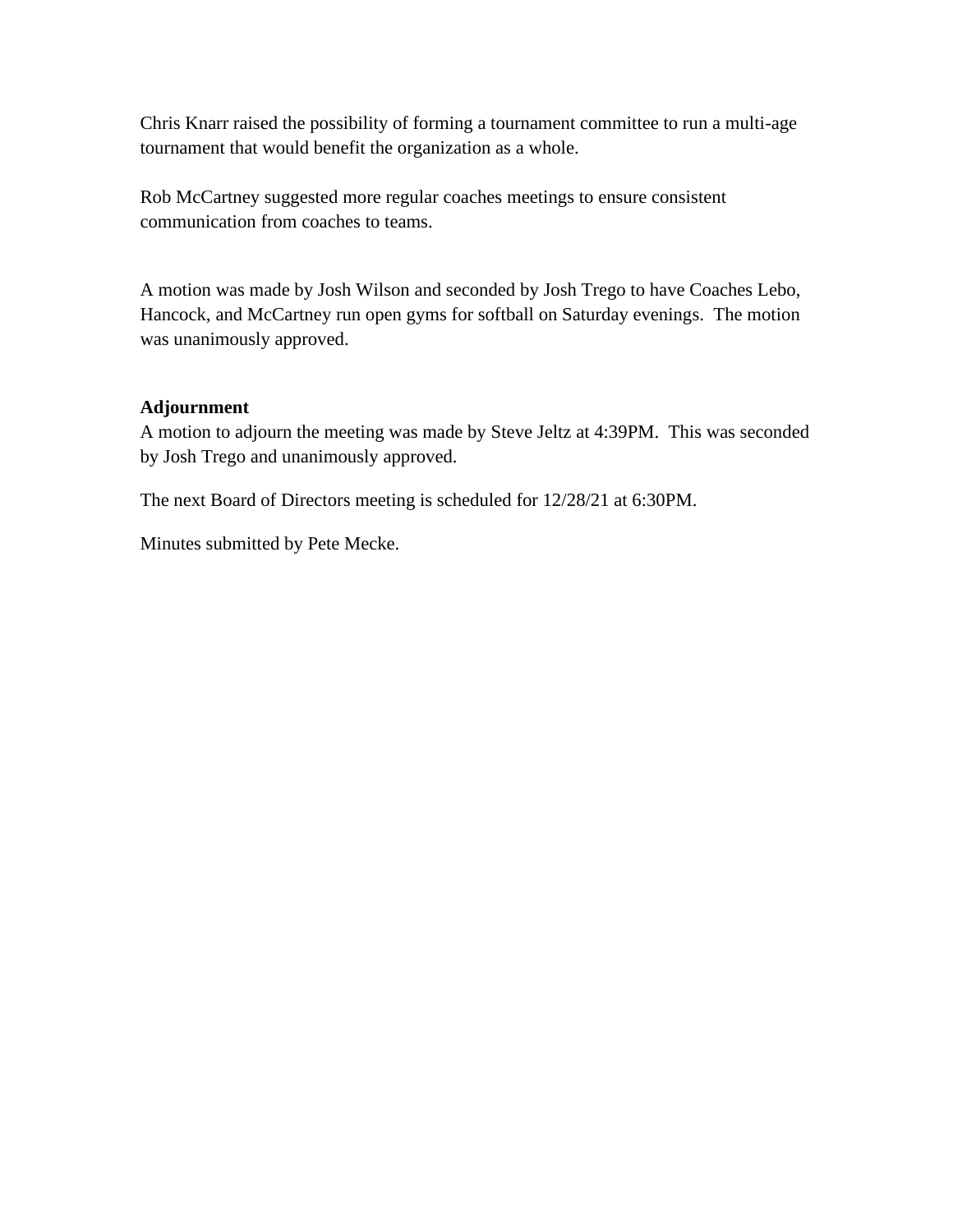Chris Knarr raised the possibility of forming a tournament committee to run a multi-age tournament that would benefit the organization as a whole.

Rob McCartney suggested more regular coaches meetings to ensure consistent communication from coaches to teams.

A motion was made by Josh Wilson and seconded by Josh Trego to have Coaches Lebo, Hancock, and McCartney run open gyms for softball on Saturday evenings. The motion was unanimously approved.

**Adjournment**

A motion to adjourn the meeting was made by Steve Jeltz at 4:39PM. This was seconded by Josh Trego and unanimously approved.

The next Board of Directors meeting is scheduled for 12/28/21 at 6:30PM.

Minutes submitted by Pete Mecke.